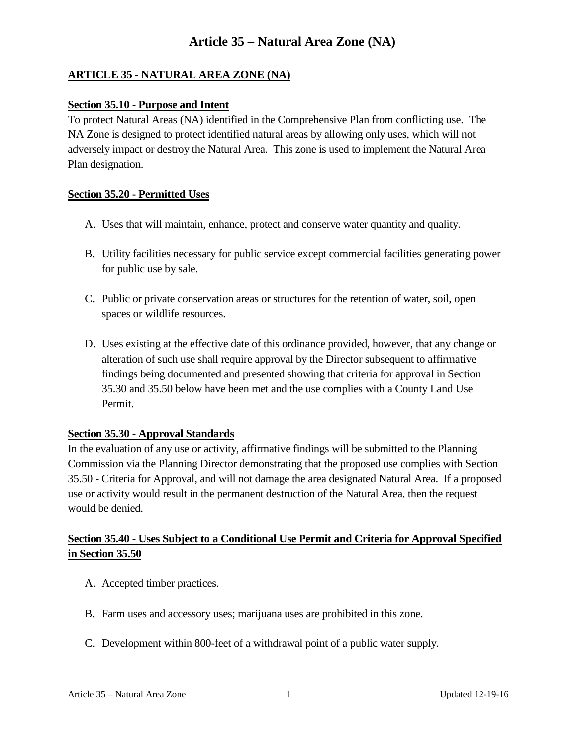# Article 35 – Natural Area Zone (NA)

## ARTICLE 35 - NATURAL AREA ZONE (NA)

### Section 35.10 - Purpose and Intent

To protect Natural Areas (NA) identified in the Comprehensive Plan from conflicting use. The NA Zone is designed to protect identified natural areas by allowing only uses, which will not adversely impact or destroy the Natural Area. This zone is used to implement the Natural Area Plan designation.

### Section 35.20 - Permitted Uses

A. Uses that will maintain, enhance, protect and conserve water quantity and quality.

B. Utility facilities necessary for public service except commercial facilities generating power for public use by sale.

C. Public or private conservation areas or structures for the retention of water, soil, open spaces or wildlife resources.

D. Uses existing at the effective date of this ordinance provided, however, that any change or alteration of such use shall require approval by the Director subsequent to affirmative findings being documented and presented showing that criteria for approval in Section 35.30 and 35.50 below have been met and the use complies with a County Land Use Permit.

### Section 35.30 - Approval Standards

In the evaluation of any use or activity, affirmative findings will be submitted to the Planning Commission via the Planning Director demonstrating that the proposed use complies with Section 35.50 - Criteria for Approval, and will not damage the area designated Natural Area. If a proposed use or activity would result in the permanent destruction of the Natural Area, then the request would be denied.

### Section 35.40 - Uses Subject to a Conditional Use Permit and Criteria for Approval Specified in Section 35.50

A. Accepted timber practices.

B. Farm uses and accessory uses; marijuana uses are prohibited in this zone.

C. Development within 800-feet of a withdrawal point of a public water supply.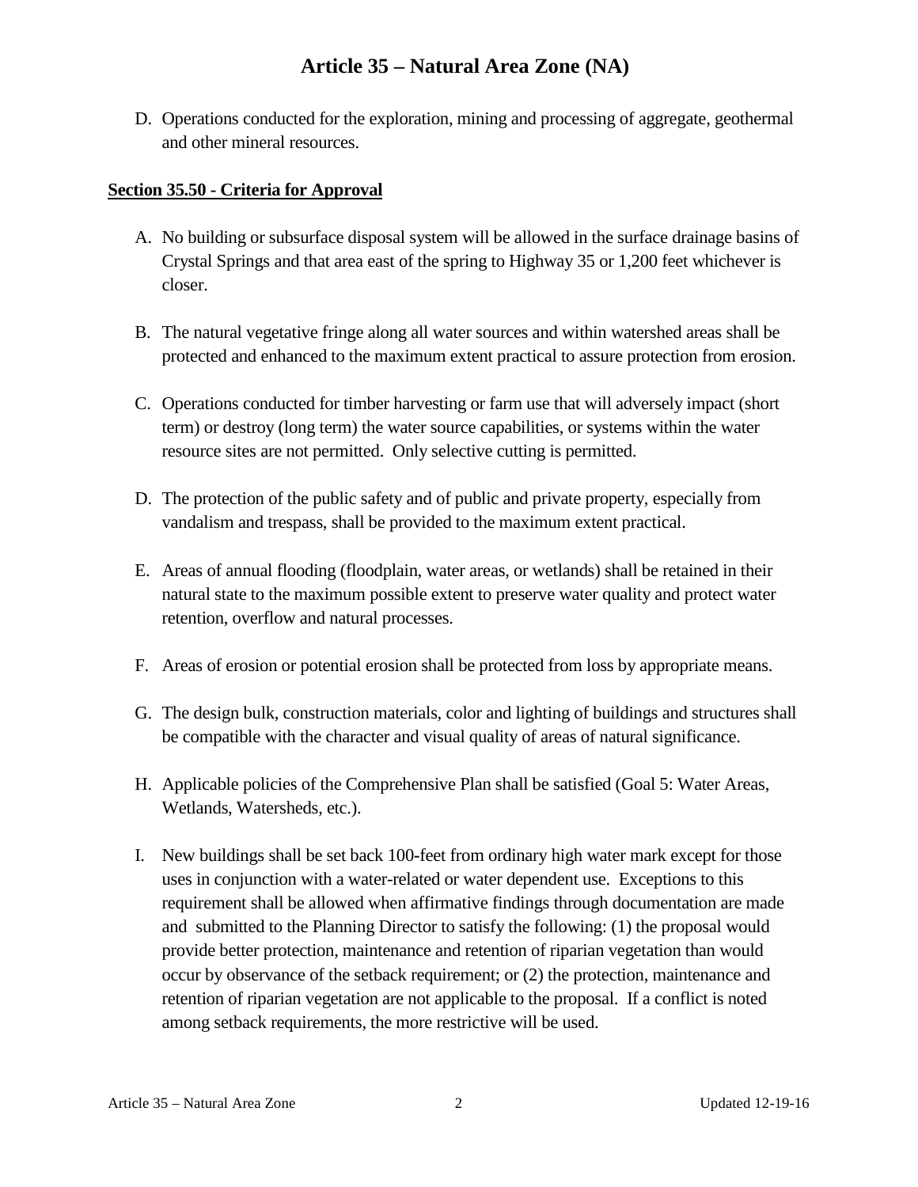D. Operations conducted for the exploration, mining and processing of aggregate, geothermal and other mineral resources.

## Section 35.50 - Criteria for Approval

A. No building or subsurface disposal system will be allowed in the surface drainage basins of Crystal Springs and that area east of the spring to Highway 35 or 1,200 feet whichever is closer.

B. The natural vegetative fringe along all water sources and within watershed areas shall be protected and enhanced to the maximum extent practical to assure protection from erosion.

C. Operations conducted for timber harvesting or farm use that will adversely impact (short term) or destroy (long term) the water source capabilities, or systems within the water resource sites are not permitted. Only selective cutting is permitted.

D. The protection of the public safety and of public and private property, especially from vandalism and trespass, shall be provided to the maximum extent practical.

E. Areas of annual flooding (floodplain, water areas, or wetlands) shall be retained in their natural state to the maximum possible extent to preserve water quality and protect water retention, overflow and natural processes.

F. Areas of erosion or potential erosion shall be protected from loss by appropriate means.

G. The design bulk, construction materials, color and lighting of buildings and structures shall be compatible with the character and visual quality of areas of natural significance.

H. Applicable policies of the Comprehensive Plan shall be satisfied (Goal 5: Water Areas, Wetlands, Watersheds, etc.).

I. New buildings shall be set back 100-feet from ordinary high water mark except for those uses in conjunction with a water-related or water dependent use. Exceptions to this requirement shall be allowed when affirmative findings through documentation are made and submitted to the Planning Director to satisfy the following: (1) the proposal would provide better protection, maintenance and retention of riparian vegetation than would occur by observance of the setback requirement; or (2) the protection, maintenance and retention of riparian vegetation are not applicable to the proposal. If a conflict is noted among setback requirements, the more restrictive will be used.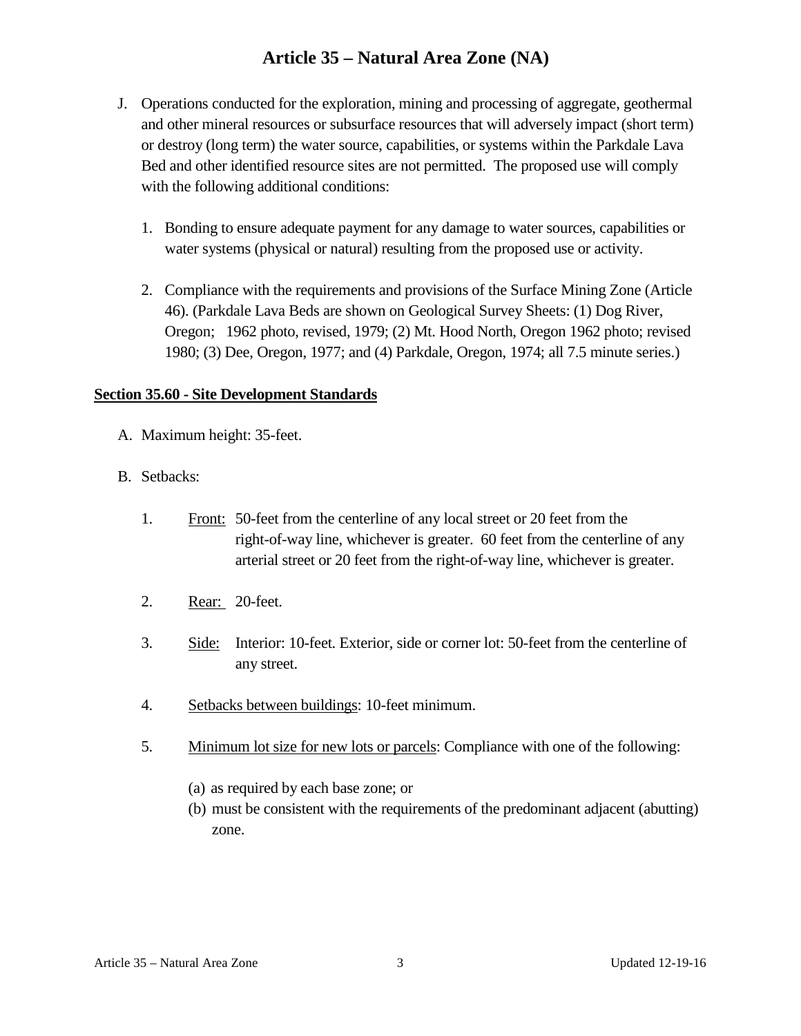J. Operations conducted for the exploration, mining and processing of aggregate, geothermal and other mineral resources or subsurface resources that will adversely impact (short term) or destroy (long term) the water source, capabilities, or systems within the Parkdale Lava Bed and other identified resource sites are not permitted. The proposed use will comply with the following additional conditions:

   1. Bonding to ensure adequate payment for any damage to water sources, capabilities or water systems (physical or natural) resulting from the proposed use or activity.

   2. Compliance with the requirements and provisions of the Surface Mining Zone (Article 46). (Parkdale Lava Beds are shown on Geological Survey Sheets: (1) Dog River, Oregon; 1962 photo, revised, 1979; (2) Mt. Hood North, Oregon 1962 photo; revised 1980; (3) Dee, Oregon, 1977; and (4) Parkdale, Oregon, 1974; all 7.5 minute series.)

**Section 35.60 - Site Development Standards**

A. Maximum height: 35-feet.

B. Setbacks:

   1. Front: 50-feet from the centerline of any local street or 20 feet from the right-of-way line, whichever is greater. 60 feet from the centerline of any arterial street or 20 feet from the right-of-way line, whichever is greater.

   2. Rear: 20-feet.

   3. Side: Interior: 10-feet. Exterior, side or corner lot: 50-feet from the centerline of any street.

   4. Setbacks between buildings: 10-feet minimum.

   5. Minimum lot size for new lots or parcels: Compliance with one of the following:

      (a) as required by each base zone; or
      (b) must be consistent with the requirements of the predominant adjacent (abutting) zone.